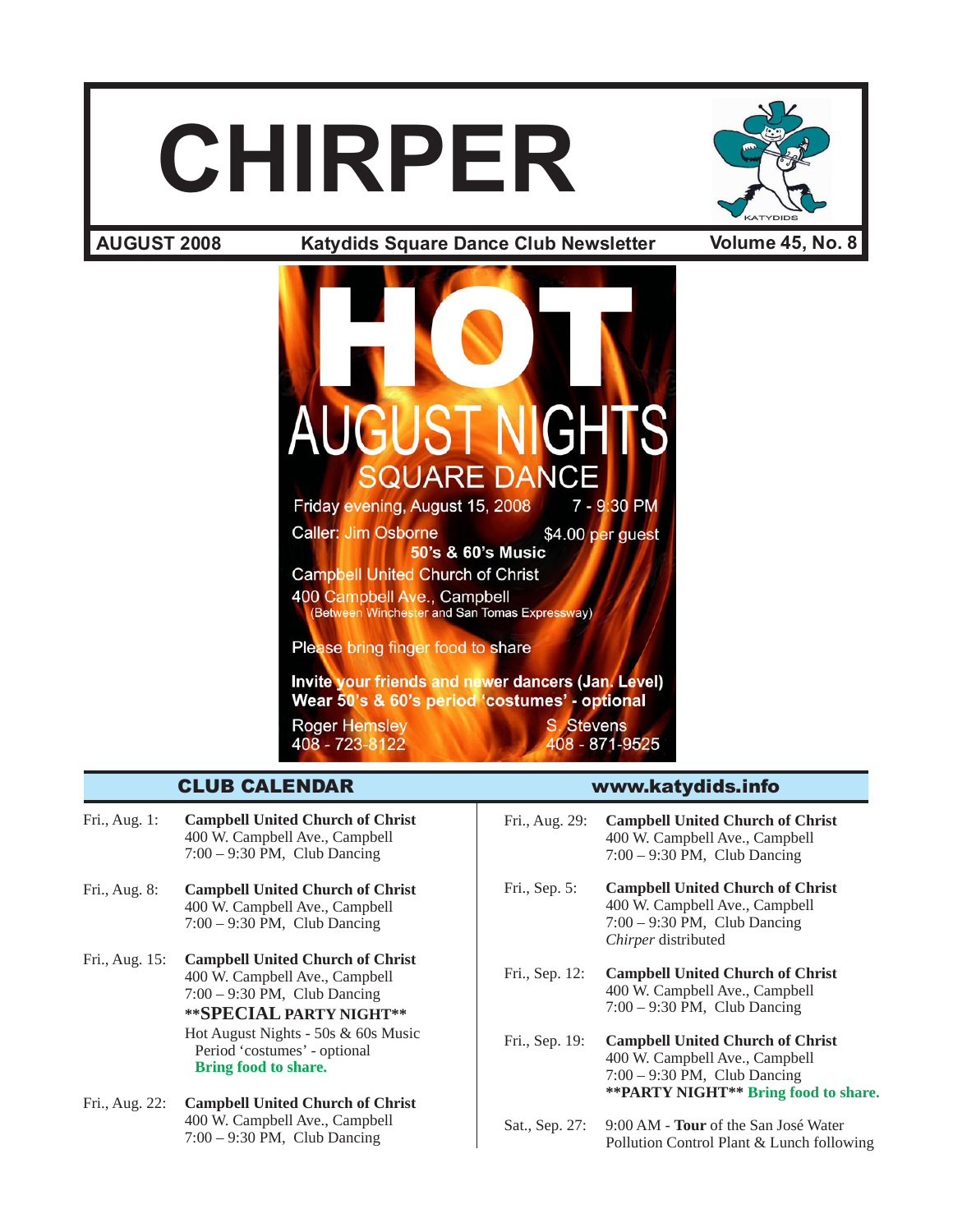# CHIRPER

**AUGUST 2008** | **Katydids Square Dance Club Newsletter** | **Volume 45, No. 8**

# HOT AUGUST NIGHTS

## SQUARE DANCE

Friday evening, August 15, 2008 7 - 9:30 PM

Caller: Jim Osborne $4.00 per guest

**50's & 60's Music**

Campbell United Church of Christ
400 Campbell Ave., Campbell
(Between Winchester and San Tomas Expressway)

Please bring finger food to share

**Invite your friends and newer dancers (Jan. Level)**
**Wear 50's & 60's period 'costumes' - optional**

Roger Hemsley
408 - 723-8122

S. Stevens
408 - 871-9525

## CLUB CALENDAR

www.katydids.info

**Fri., Aug. 1:** **Campbell United Church of Christ**
400 W. Campbell Ave., Campbell
7:00 – 9:30 PM, Club Dancing

**Fri., Aug. 8:** **Campbell United Church of Christ**
400 W. Campbell Ave., Campbell
7:00 – 9:30 PM, Club Dancing

**Fri., Aug. 15:** **Campbell United Church of Christ**
400 W. Campbell Ave., Campbell
7:00 – 9:30 PM, Club Dancing
****SPECIAL PARTY NIGHT****
Hot August Nights - 50s & 60s Music
Period 'costumes' - optional
**Bring food to share.**

**Fri., Aug. 22:** **Campbell United Church of Christ**
400 W. Campbell Ave., Campbell
7:00 – 9:30 PM, Club Dancing

**Fri., Aug. 29:** **Campbell United Church of Christ**
400 W. Campbell Ave., Campbell
7:00 – 9:30 PM, Club Dancing

**Fri., Sep. 5:** **Campbell United Church of Christ**
400 W. Campbell Ave., Campbell
7:00 – 9:30 PM, Club Dancing
*Chirper* distributed

**Fri., Sep. 12:** **Campbell United Church of Christ**
400 W. Campbell Ave., Campbell
7:00 – 9:30 PM, Club Dancing

**Fri., Sep. 19:** **Campbell United Church of Christ**
400 W. Campbell Ave., Campbell
7:00 – 9:30 PM, Club Dancing
****PARTY NIGHT**** **Bring food to share.**

**Sat., Sep. 27:** 9:00 AM - **Tour** of the San José Water Pollution Control Plant & Lunch following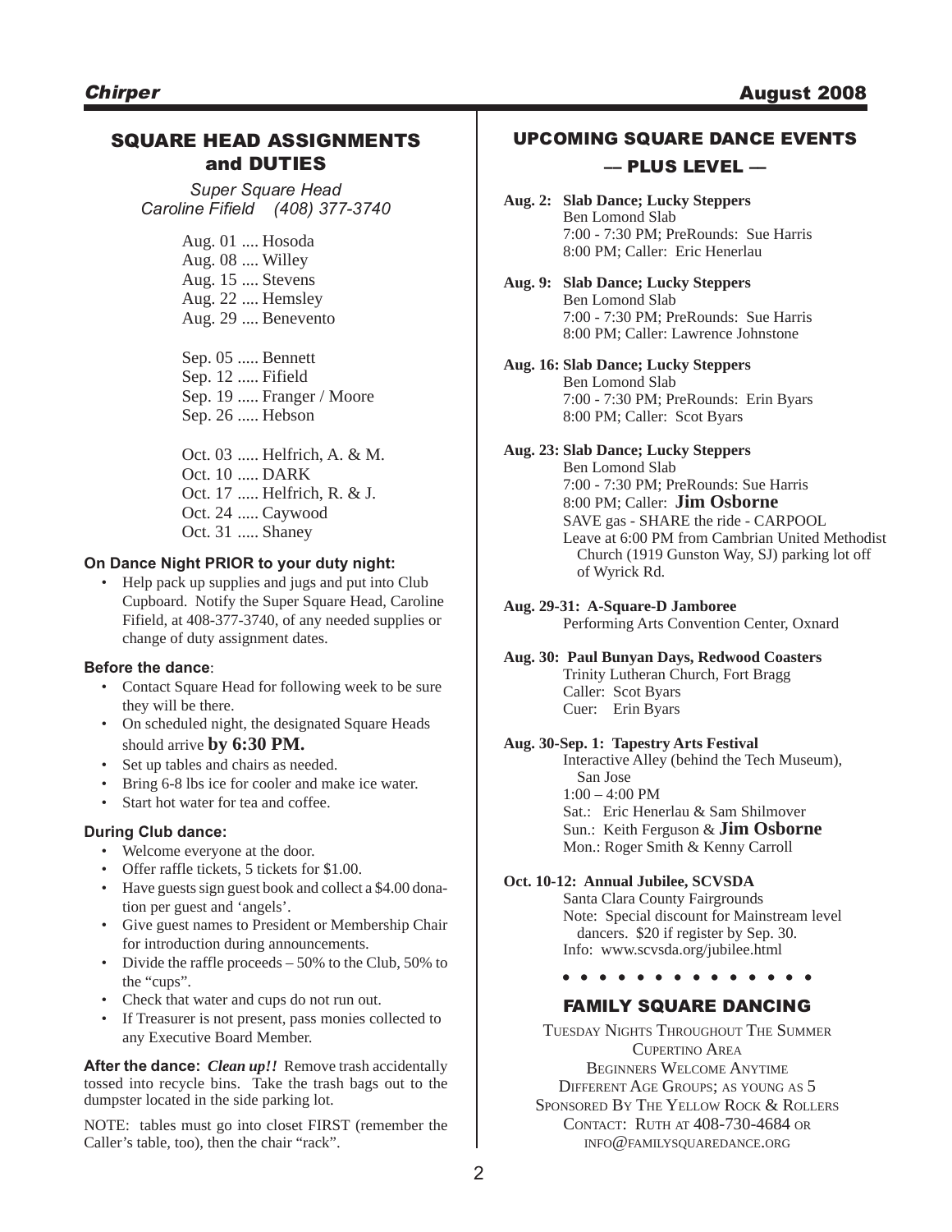## SQUARE HEAD ASSIGNMENTS and DUTIES

*Super Square Head*
*Caroline Fifield (408) 377-3740*

Aug. 01 .... Hosoda
Aug. 08 .... Willey
Aug. 15 .... Stevens
Aug. 22 .... Hemsley
Aug. 29 .... Benevento

Sep. 05 ..... Bennett
Sep. 12 ..... Fifield
Sep. 19 ..... Franger / Moore
Sep. 26 ..... Hebson

Oct. 03 ..... Helfrich, A. & M.
Oct. 10 ..... DARK
Oct. 17 ..... Helfrich, R. & J.
Oct. 24 ..... Caywood
Oct. 31 ..... Shaney

### On Dance Night PRIOR to your duty night:

- Help pack up supplies and jugs and put into Club Cupboard. Notify the Super Square Head, Caroline Fifield, at 408-377-3740, of any needed supplies or change of duty assignment dates.

### Before the dance:

- Contact Square Head for following week to be sure they will be there.
- On scheduled night, the designated Square Heads should arrive **by 6:30 PM.**
- Set up tables and chairs as needed.
- Bring 6-8 lbs ice for cooler and make ice water.
- Start hot water for tea and coffee.

### During Club dance:

- Welcome everyone at the door.
- Offer raffle tickets, 5 tickets for $1.00.
- Have guests sign guest book and collect a $4.00 donation per guest and 'angels'.
- Give guest names to President or Membership Chair for introduction during announcements.
- Divide the raffle proceeds – 50% to the Club, 50% to the "cups".
- Check that water and cups do not run out.
- If Treasurer is not present, pass monies collected to any Executive Board Member.

**After the dance:** ***Clean up!!*** Remove trash accidentally tossed into recycle bins. Take the trash bags out to the dumpster located in the side parking lot.

NOTE: tables must go into closet FIRST (remember the Caller's table, too), then the chair "rack".

## UPCOMING SQUARE DANCE EVENTS

### — PLUS LEVEL —

**Aug. 2: Slab Dance; Lucky Steppers**
Ben Lomond Slab
7:00 - 7:30 PM; PreRounds: Sue Harris
8:00 PM; Caller: Eric Henerlau

**Aug. 9: Slab Dance; Lucky Steppers**
Ben Lomond Slab
7:00 - 7:30 PM; PreRounds: Sue Harris
8:00 PM; Caller: Lawrence Johnstone

**Aug. 16: Slab Dance; Lucky Steppers**
Ben Lomond Slab
7:00 - 7:30 PM; PreRounds: Erin Byars
8:00 PM; Caller: Scot Byars

**Aug. 23: Slab Dance; Lucky Steppers**
Ben Lomond Slab
7:00 - 7:30 PM; PreRounds: Sue Harris
8:00 PM; Caller: **Jim Osborne**
SAVE gas - SHARE the ride - CARPOOL
Leave at 6:00 PM from Cambrian United Methodist Church (1919 Gunston Way, SJ) parking lot off of Wyrick Rd.

**Aug. 29-31: A-Square-D Jamboree**
Performing Arts Convention Center, Oxnard

**Aug. 30: Paul Bunyan Days, Redwood Coasters**
Trinity Lutheran Church, Fort Bragg
Caller: Scot Byars
Cuer: Erin Byars

**Aug. 30-Sep. 1: Tapestry Arts Festival**
Interactive Alley (behind the Tech Museum), San Jose
1:00 – 4:00 PM
Sat.: Eric Henerlau & Sam Shilmover
Sun.: Keith Ferguson & **Jim Osborne**
Mon.: Roger Smith & Kenny Carroll

**Oct. 10-12: Annual Jubilee, SCVSDA**
Santa Clara County Fairgrounds
Note: Special discount for Mainstream level dancers. $20 if register by Sep. 30.
Info: www.scvsda.org/jubilee.html

• • • • • • • • • • • • • •

## FAMILY SQUARE DANCING

Tuesday Nights Throughout The Summer
Cupertino Area
Beginners Welcome Anytime
Different Age Groups; as young as 5
Sponsored By The Yellow Rock & Rollers
Contact: Ruth at 408-730-4684 or
info@familysquaredance.org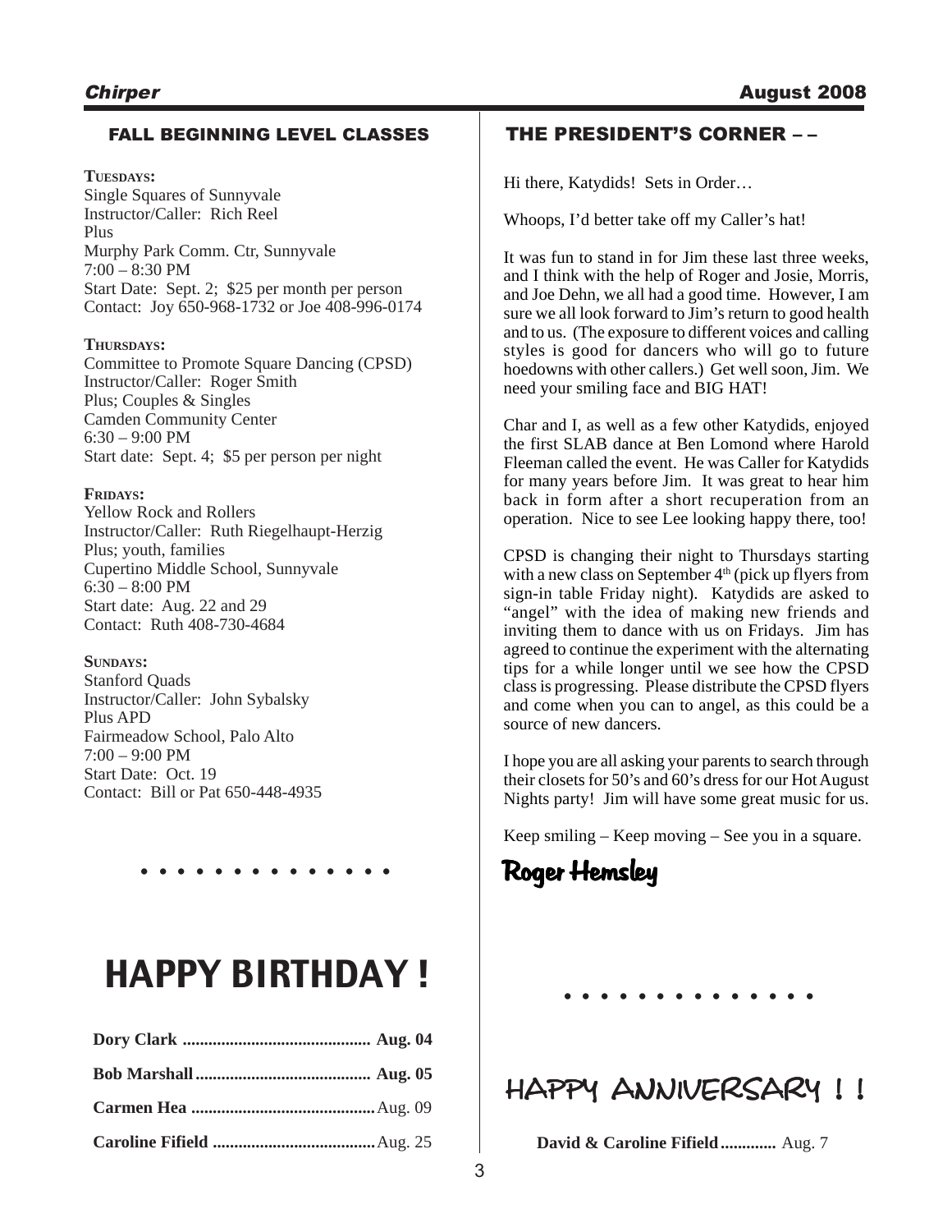## FALL BEGINNING LEVEL CLASSES

**TUESDAYS:**
Single Squares of Sunnyvale
Instructor/Caller: Rich Reel
Plus
Murphy Park Comm. Ctr, Sunnyvale
7:00 – 8:30 PM
Start Date: Sept. 2; $25 per month per person
Contact: Joy 650-968-1732 or Joe 408-996-0174

**THURSDAYS:**
Committee to Promote Square Dancing (CPSD)
Instructor/Caller: Roger Smith
Plus; Couples & Singles
Camden Community Center
6:30 – 9:00 PM
Start date: Sept. 4; $5 per person per night

**FRIDAYS:**
Yellow Rock and Rollers
Instructor/Caller: Ruth Riegelhaupt-Herzig
Plus; youth, families
Cupertino Middle School, Sunnyvale
6:30 – 8:00 PM
Start date: Aug. 22 and 29
Contact: Ruth 408-730-4684

**SUNDAYS:**
Stanford Quads
Instructor/Caller: John Sybalsky
Plus APD
Fairmeadow School, Palo Alto
7:00 – 9:00 PM
Start Date: Oct. 19
Contact: Bill or Pat 650-448-4935

• • • • • • • • • • • • • •

# HAPPY BIRTHDAY !

**Dory Clark** ........................................... **Aug. 04**

**Bob Marshall** ........................................ **Aug. 05**

**Carmen Hea** ..........................................Aug. 09

**Caroline Fifield** .....................................Aug. 25

## THE PRESIDENT'S CORNER – –

Hi there, Katydids! Sets in Order…

Whoops, I'd better take off my Caller's hat!

It was fun to stand in for Jim these last three weeks, and I think with the help of Roger and Josie, Morris, and Joe Dehn, we all had a good time. However, I am sure we all look forward to Jim's return to good health and to us. (The exposure to different voices and calling styles is good for dancers who will go to future hoedowns with other callers.) Get well soon, Jim. We need your smiling face and BIG HAT!

Char and I, as well as a few other Katydids, enjoyed the first SLAB dance at Ben Lomond where Harold Fleeman called the event. He was Caller for Katydids for many years before Jim. It was great to hear him back in form after a short recuperation from an operation. Nice to see Lee looking happy there, too!

CPSD is changing their night to Thursdays starting with a new class on September 4th (pick up flyers from sign-in table Friday night). Katydids are asked to "angel" with the idea of making new friends and inviting them to dance with us on Fridays. Jim has agreed to continue the experiment with the alternating tips for a while longer until we see how the CPSD class is progressing. Please distribute the CPSD flyers and come when you can to angel, as this could be a source of new dancers.

I hope you are all asking your parents to search through their closets for 50's and 60's dress for our Hot August Nights party! Jim will have some great music for us.

Keep smiling – Keep moving – See you in a square.

**Roger Hemsley**

• • • • • • • • • • • • • •

# HAPPY ANNIVERSARY ! !

**David & Caroline Fifield** ............. Aug. 7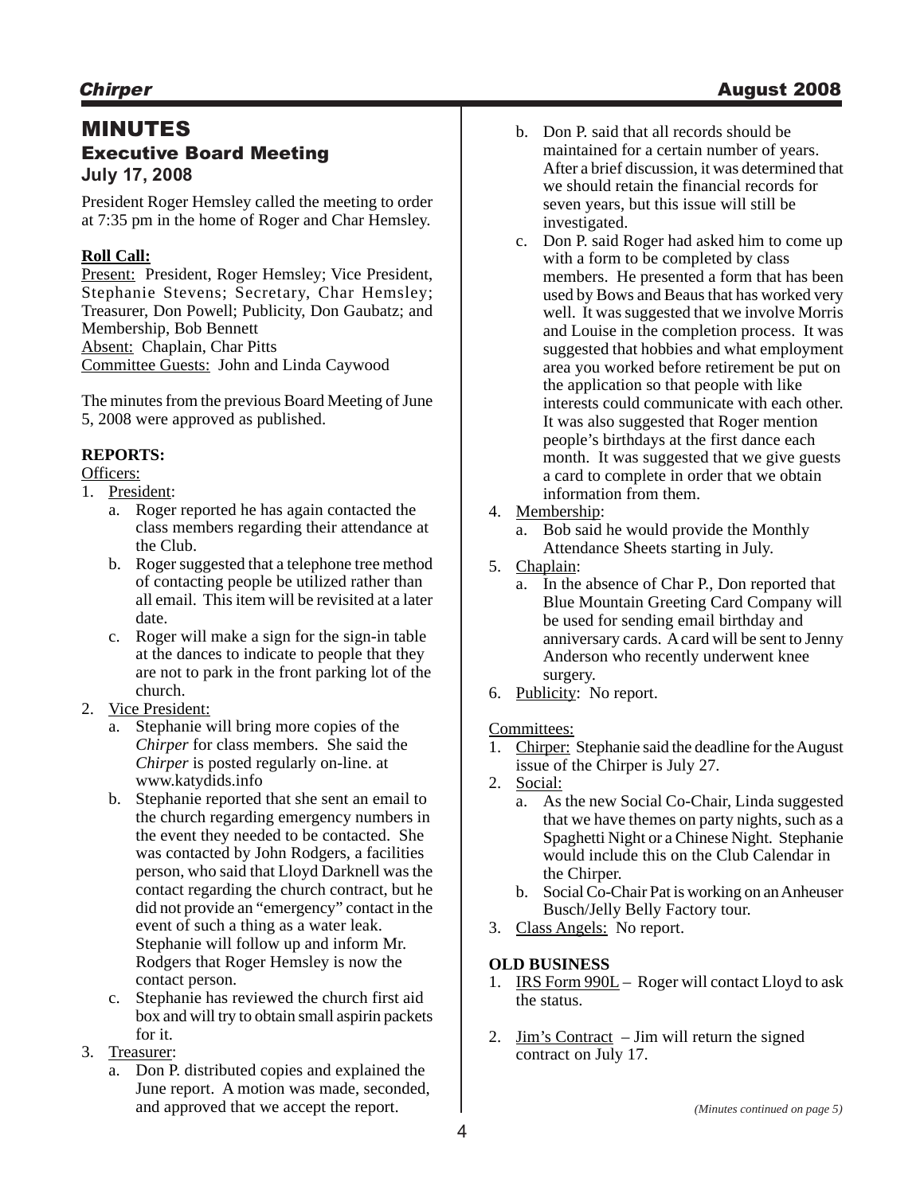# MINUTES

## Executive Board Meeting

### July 17, 2008

President Roger Hemsley called the meeting to order at 7:35 pm in the home of Roger and Char Hemsley.

**Roll Call:**

Present: President, Roger Hemsley; Vice President, Stephanie Stevens; Secretary, Char Hemsley; Treasurer, Don Powell; Publicity, Don Gaubatz; and Membership, Bob Bennett

Absent: Chaplain, Char Pitts

Committee Guests: John and Linda Caywood

The minutes from the previous Board Meeting of June 5, 2008 were approved as published.

**REPORTS:**

Officers:

1. President:
   a. Roger reported he has again contacted the class members regarding their attendance at the Club.
   b. Roger suggested that a telephone tree method of contacting people be utilized rather than all email. This item will be revisited at a later date.
   c. Roger will make a sign for the sign-in table at the dances to indicate to people that they are not to park in the front parking lot of the church.
2. Vice President:
   a. Stephanie will bring more copies of the *Chirper* for class members. She said the *Chirper* is posted regularly on-line. at www.katydids.info
   b. Stephanie reported that she sent an email to the church regarding emergency numbers in the event they needed to be contacted. She was contacted by John Rodgers, a facilities person, who said that Lloyd Darknell was the contact regarding the church contract, but he did not provide an "emergency" contact in the event of such a thing as a water leak. Stephanie will follow up and inform Mr. Rodgers that Roger Hemsley is now the contact person.
   c. Stephanie has reviewed the church first aid box and will try to obtain small aspirin packets for it.
3. Treasurer:
   a. Don P. distributed copies and explained the June report. A motion was made, seconded, and approved that we accept the report.
   b. Don P. said that all records should be maintained for a certain number of years. After a brief discussion, it was determined that we should retain the financial records for seven years, but this issue will still be investigated.
   c. Don P. said Roger had asked him to come up with a form to be completed by class members. He presented a form that has been used by Bows and Beaus that has worked very well. It was suggested that we involve Morris and Louise in the completion process. It was suggested that hobbies and what employment area you worked before retirement be put on the application so that people with like interests could communicate with each other. It was also suggested that Roger mention people's birthdays at the first dance each month. It was suggested that we give guests a card to complete in order that we obtain information from them.
4. Membership:
   a. Bob said he would provide the Monthly Attendance Sheets starting in July.
5. Chaplain:
   a. In the absence of Char P., Don reported that Blue Mountain Greeting Card Company will be used for sending email birthday and anniversary cards. A card will be sent to Jenny Anderson who recently underwent knee surgery.
6. Publicity: No report.

Committees:

1. Chirper: Stephanie said the deadline for the August issue of the Chirper is July 27.
2. Social:
   a. As the new Social Co-Chair, Linda suggested that we have themes on party nights, such as a Spaghetti Night or a Chinese Night. Stephanie would include this on the Club Calendar in the Chirper.
   b. Social Co-Chair Pat is working on an Anheuser Busch/Jelly Belly Factory tour.
3. Class Angels: No report.

**OLD BUSINESS**

1. IRS Form 990L – Roger will contact Lloyd to ask the status.
2. Jim's Contract – Jim will return the signed contract on July 17.

*(Minutes continued on page 5)*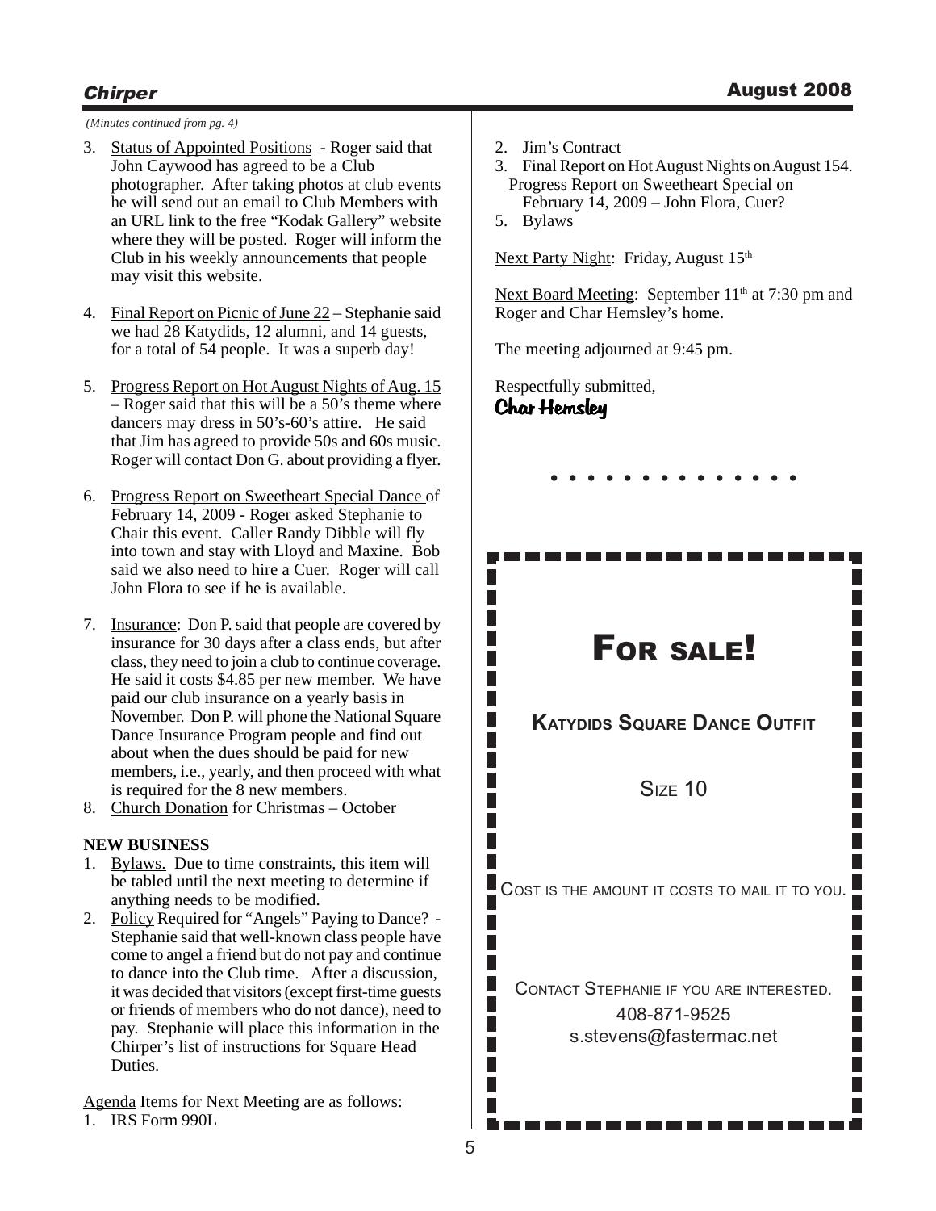*(Minutes continued from pg. 4)*

3. Status of Appointed Positions - Roger said that John Caywood has agreed to be a Club photographer. After taking photos at club events he will send out an email to Club Members with an URL link to the free "Kodak Gallery" website where they will be posted. Roger will inform the Club in his weekly announcements that people may visit this website.

4. Final Report on Picnic of June 22 – Stephanie said we had 28 Katydids, 12 alumni, and 14 guests, for a total of 54 people. It was a superb day!

5. Progress Report on Hot August Nights of Aug. 15 – Roger said that this will be a 50's theme where dancers may dress in 50's-60's attire. He said that Jim has agreed to provide 50s and 60s music. Roger will contact Don G. about providing a flyer.

6. Progress Report on Sweetheart Special Dance of February 14, 2009 - Roger asked Stephanie to Chair this event. Caller Randy Dibble will fly into town and stay with Lloyd and Maxine. Bob said we also need to hire a Cuer. Roger will call John Flora to see if he is available.

7. Insurance: Don P. said that people are covered by insurance for 30 days after a class ends, but after class, they need to join a club to continue coverage. He said it costs $4.85 per new member. We have paid our club insurance on a yearly basis in November. Don P. will phone the National Square Dance Insurance Program people and find out about when the dues should be paid for new members, i.e., yearly, and then proceed with what is required for the 8 new members.

8. Church Donation for Christmas – October

**NEW BUSINESS**

1. Bylaws. Due to time constraints, this item will be tabled until the next meeting to determine if anything needs to be modified.
2. Policy Required for "Angels" Paying to Dance? - Stephanie said that well-known class people have come to angel a friend but do not pay and continue to dance into the Club time. After a discussion, it was decided that visitors (except first-time guests or friends of members who do not dance), need to pay. Stephanie will place this information in the Chirper's list of instructions for Square Head Duties.

Agenda Items for Next Meeting are as follows:

1. IRS Form 990L
2. Jim's Contract
3. Final Report on Hot August Nights on August 154.
4. Progress Report on Sweetheart Special on February 14, 2009 – John Flora, Cuer?
5. Bylaws

Next Party Night: Friday, August 15th

Next Board Meeting: September 11th at 7:30 pm and Roger and Char Hemsley's home.

The meeting adjourned at 9:45 pm.

Respectfully submitted,
Char Hemsley

• • • • • • • • • • • • • •

# FOR SALE!

**KATYDIDS SQUARE DANCE OUTFIT**

SIZE 10

COST IS THE AMOUNT IT COSTS TO MAIL IT TO YOU.

CONTACT STEPHANIE IF YOU ARE INTERESTED.
408-871-9525
s.stevens@fastermac.net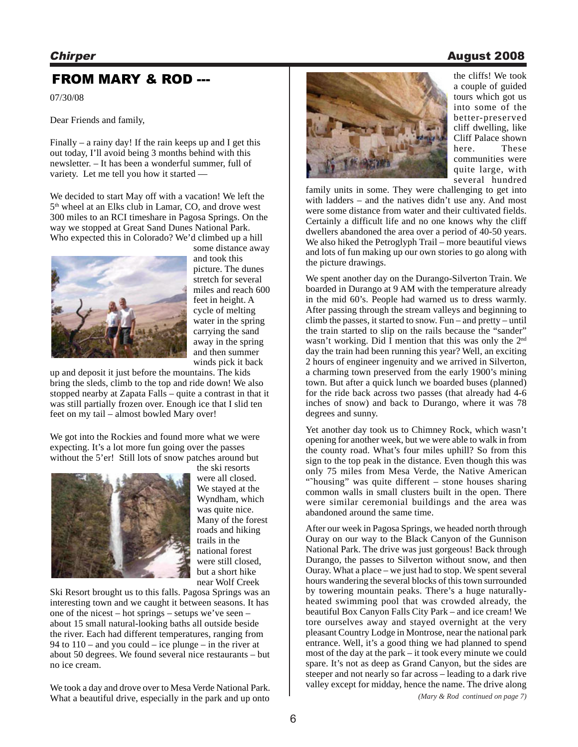## FROM MARY & ROD ---

07/30/08

Dear Friends and family,

Finally – a rainy day! If the rain keeps up and I get this out today, I'll avoid being 3 months behind with this newsletter. – It has been a wonderful summer, full of variety. Let me tell you how it started —

We decided to start May off with a vacation! We left the 5th wheel at an Elks club in Lamar, CO, and drove west 300 miles to an RCI timeshare in Pagosa Springs. On the way we stopped at Great Sand Dunes National Park. Who expected this in Colorado? We'd climbed up a hill some distance away and took this picture. The dunes stretch for several miles and reach 600 feet in height. A cycle of melting water in the spring carrying the sand away in the spring and then summer winds pick it back up and deposit it just before the mountains. The kids bring the sleds, climb to the top and ride down! We also stopped nearby at Zapata Falls – quite a contrast in that it was still partially frozen over. Enough ice that I slid ten feet on my tail – almost bowled Mary over!

We got into the Rockies and found more what we were expecting. It's a lot more fun going over the passes without the 5'er! Still lots of snow patches around but the ski resorts were all closed. We stayed at the Wyndham, which was quite nice. Many of the forest roads and hiking trails in the national forest were still closed, but a short hike near Wolf Creek Ski Resort brought us to this falls. Pagosa Springs was an interesting town and we caught it between seasons. It has one of the nicest – hot springs – setups we've seen – about 15 small natural-looking baths all outside beside the river. Each had different temperatures, ranging from 94 to 110 – and you could – ice plunge – in the river at about 50 degrees. We found several nice restaurants – but no ice cream.

We took a day and drove over to Mesa Verde National Park. What a beautiful drive, especially in the park and up onto the cliffs! We took a couple of guided tours which got us into some of the better-preserved cliff dwelling, like Cliff Palace shown here. These communities were quite large, with several hundred family units in some. They were challenging to get into with ladders – and the natives didn't use any. And most were some distance from water and their cultivated fields. Certainly a difficult life and no one knows why the cliff dwellers abandoned the area over a period of 40-50 years. We also hiked the Petroglyph Trail – more beautiful views and lots of fun making up our own stories to go along with the picture drawings.

We spent another day on the Durango-Silverton Train. We boarded in Durango at 9 AM with the temperature already in the mid 60's. People had warned us to dress warmly. After passing through the stream valleys and beginning to climb the passes, it started to snow. Fun – and pretty – until the train started to slip on the rails because the "sander" wasn't working. Did I mention that this was only the 2nd day the train had been running this year? Well, an exciting 2 hours of engineer ingenuity and we arrived in Silverton, a charming town preserved from the early 1900's mining town. But after a quick lunch we boarded buses (planned) for the ride back across two passes (that already had 4-6 inches of snow) and back to Durango, where it was 78 degrees and sunny.

Yet another day took us to Chimney Rock, which wasn't opening for another week, but we were able to walk in from the county road. What's four miles uphill? So from this sign to the top peak in the distance. Even though this was only 75 miles from Mesa Verde, the Native American "˜housing" was quite different – stone houses sharing common walls in small clusters built in the open. There were similar ceremonial buildings and the area was abandoned around the same time.

After our week in Pagosa Springs, we headed north through Ouray on our way to the Black Canyon of the Gunnison National Park. The drive was just gorgeous! Back through Durango, the passes to Silverton without snow, and then Ouray. What a place – we just had to stop. We spent several hours wandering the several blocks of this town surrounded by towering mountain peaks. There's a huge naturally-heated swimming pool that was crowded already, the beautiful Box Canyon Falls City Park – and ice cream! We tore ourselves away and stayed overnight at the very pleasant Country Lodge in Montrose, near the national park entrance. Well, it's a good thing we had planned to spend most of the day at the park – it took every minute we could spare. It's not as deep as Grand Canyon, but the sides are steeper and not nearly so far across – leading to a dark rive valley except for midday, hence the name. The drive along

*(Mary & Rod continued on page 7)*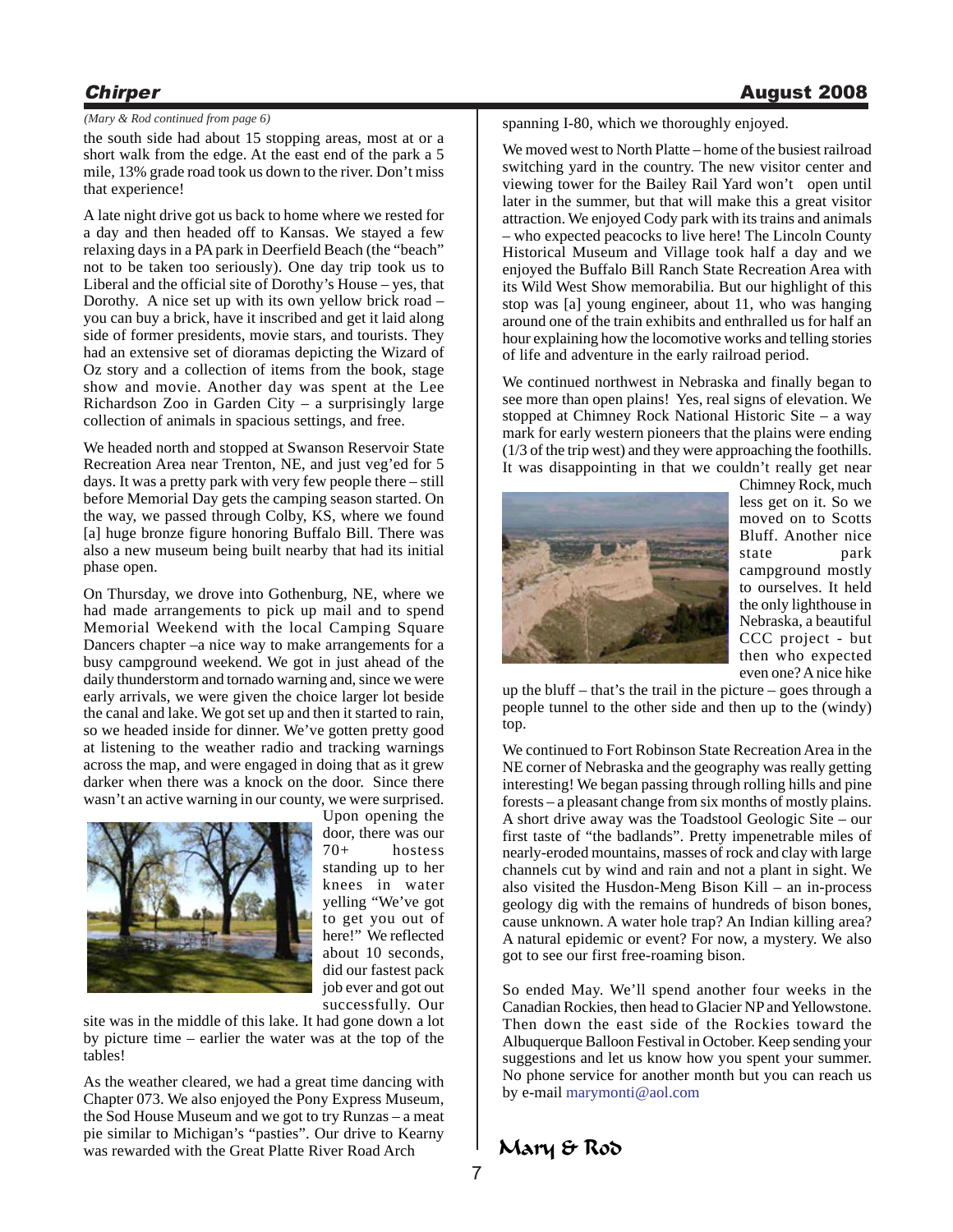*(Mary & Rod continued from page 6)*

the south side had about 15 stopping areas, most at or a short walk from the edge. At the east end of the park a 5 mile, 13% grade road took us down to the river. Don't miss that experience!

A late night drive got us back to home where we rested for a day and then headed off to Kansas. We stayed a few relaxing days in a PA park in Deerfield Beach (the "beach" not to be taken too seriously). One day trip took us to Liberal and the official site of Dorothy's House – yes, that Dorothy. A nice set up with its own yellow brick road – you can buy a brick, have it inscribed and get it laid along side of former presidents, movie stars, and tourists. They had an extensive set of dioramas depicting the Wizard of Oz story and a collection of items from the book, stage show and movie. Another day was spent at the Lee Richardson Zoo in Garden City – a surprisingly large collection of animals in spacious settings, and free.

We headed north and stopped at Swanson Reservoir State Recreation Area near Trenton, NE, and just veg'ed for 5 days. It was a pretty park with very few people there – still before Memorial Day gets the camping season started. On the way, we passed through Colby, KS, where we found [a] huge bronze figure honoring Buffalo Bill. There was also a new museum being built nearby that had its initial phase open.

On Thursday, we drove into Gothenburg, NE, where we had made arrangements to pick up mail and to spend Memorial Weekend with the local Camping Square Dancers chapter –a nice way to make arrangements for a busy campground weekend. We got in just ahead of the daily thunderstorm and tornado warning and, since we were early arrivals, we were given the choice larger lot beside the canal and lake. We got set up and then it started to rain, so we headed inside for dinner. We've gotten pretty good at listening to the weather radio and tracking warnings across the map, and were engaged in doing that as it grew darker when there was a knock on the door. Since there wasn't an active warning in our county, we were surprised. Upon opening the door, there was our 70+ hostess standing up to her knees in water yelling "We've got to get you out of here!" We reflected about 10 seconds, did our fastest pack job ever and got out successfully. Our site was in the middle of this lake. It had gone down a lot by picture time – earlier the water was at the top of the tables!

As the weather cleared, we had a great time dancing with Chapter 073. We also enjoyed the Pony Express Museum, the Sod House Museum and we got to try Runzas – a meat pie similar to Michigan's "pasties". Our drive to Kearny was rewarded with the Great Platte River Road Arch spanning I-80, which we thoroughly enjoyed.

We moved west to North Platte – home of the busiest railroad switching yard in the country. The new visitor center and viewing tower for the Bailey Rail Yard won't open until later in the summer, but that will make this a great visitor attraction. We enjoyed Cody park with its trains and animals – who expected peacocks to live here! The Lincoln County Historical Museum and Village took half a day and we enjoyed the Buffalo Bill Ranch State Recreation Area with its Wild West Show memorabilia. But our highlight of this stop was [a] young engineer, about 11, who was hanging around one of the train exhibits and enthralled us for half an hour explaining how the locomotive works and telling stories of life and adventure in the early railroad period.

We continued northwest in Nebraska and finally began to see more than open plains! Yes, real signs of elevation. We stopped at Chimney Rock National Historic Site – a way mark for early western pioneers that the plains were ending (1/3 of the trip west) and they were approaching the foothills. It was disappointing in that we couldn't really get near Chimney Rock, much less get on it. So we moved on to Scotts Bluff. Another nice state park campground mostly to ourselves. It held the only lighthouse in Nebraska, a beautiful CCC project - but then who expected even one? A nice hike up the bluff – that's the trail in the picture – goes through a people tunnel to the other side and then up to the (windy) top.

We continued to Fort Robinson State Recreation Area in the NE corner of Nebraska and the geography was really getting interesting! We began passing through rolling hills and pine forests – a pleasant change from six months of mostly plains. A short drive away was the Toadstool Geologic Site – our first taste of "the badlands". Pretty impenetrable miles of nearly-eroded mountains, masses of rock and clay with large channels cut by wind and rain and not a plant in sight. We also visited the Husdon-Meng Bison Kill – an in-process geology dig with the remains of hundreds of bison bones, cause unknown. A water hole trap? An Indian killing area? A natural epidemic or event? For now, a mystery. We also got to see our first free-roaming bison.

So ended May. We'll spend another four weeks in the Canadian Rockies, then head to Glacier NP and Yellowstone. Then down the east side of the Rockies toward the Albuquerque Balloon Festival in October. Keep sending your suggestions and let us know how you spent your summer. No phone service for another month but you can reach us by e-mail marymonti@aol.com

Mary & Rod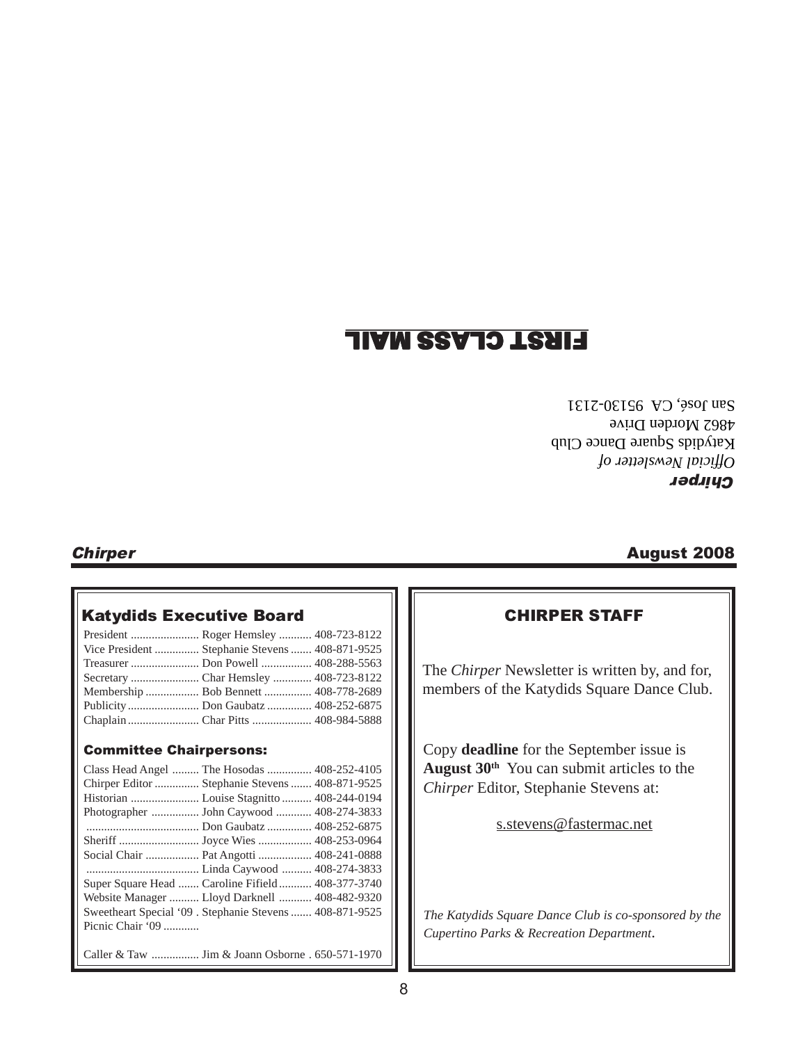**FIRST CLASS MAIL**

***Chirper***

*Official Newsletter of*

Katydids Square Dance Club

4862 Morden Drive

San José, CA 95130-2131

## Katydids Executive Board

| | | |
|---|---|---|
| President | Roger Hemsley | 408-723-8122 |
| Vice President | Stephanie Stevens | 408-871-9525 |
| Treasurer | Don Powell | 408-288-5563 |
| Secretary | Char Hemsley | 408-723-8122 |
| Membership | Bob Bennett | 408-778-2689 |
| Publicity | Don Gaubatz | 408-252-6875 |
| Chaplain | Char Pitts | 408-984-5888 |

### Committee Chairpersons:

| | | |
|---|---|---|
| Class Head Angel | The Hosodas | 408-252-4105 |
| Chirper Editor | Stephanie Stevens | 408-871-9525 |
| Historian | Louise Stagnitto | 408-244-0194 |
| Photographer | John Caywood | 408-274-3833 |
| | Don Gaubatz | 408-252-6875 |
| Sheriff | Joyce Wies | 408-253-0964 |
| Social Chair | Pat Angotti | 408-241-0888 |
| | Linda Caywood | 408-274-3833 |
| Super Square Head | Caroline Fifield | 408-377-3740 |
| Website Manager | Lloyd Darknell | 408-482-9320 |
| Sweetheart Special '09 | Stephanie Stevens | 408-871-9525 |
| Picnic Chair '09 | | |
| Caller & Taw | Jim & Joann Osborne | 650-571-1970 |

## CHIRPER STAFF

The *Chirper* Newsletter is written by, and for, members of the Katydids Square Dance Club.

Copy **deadline** for the September issue is **August 30th** You can submit articles to the *Chirper* Editor, Stephanie Stevens at:

s.stevens@fastermac.net

*The Katydids Square Dance Club is co-sponsored by the Cupertino Parks & Recreation Department.*